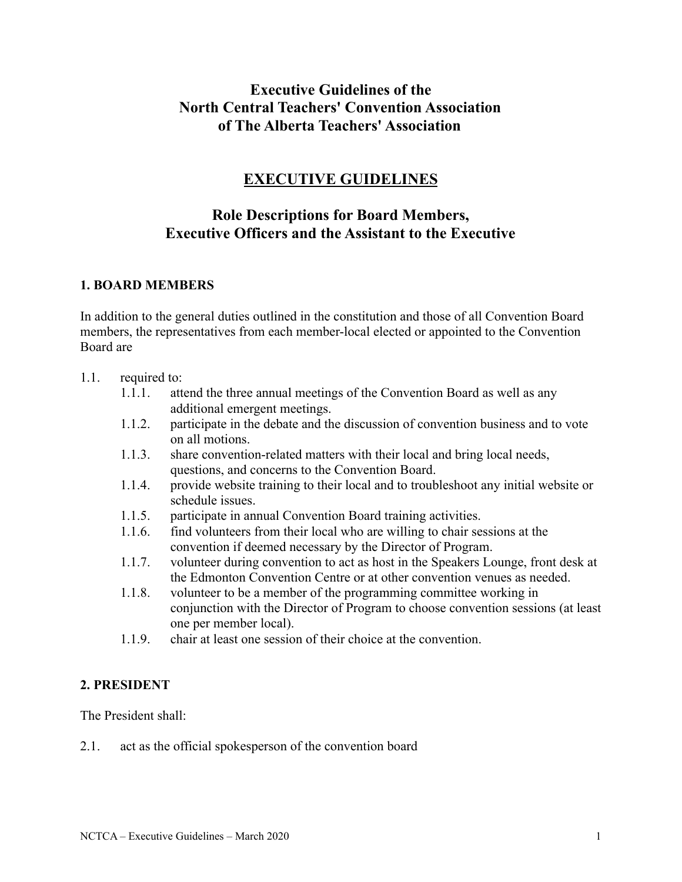# Executive Guidelines of the North Central Teachers' Convention Association of The Alberta Teachers' Association

## EXECUTIVE GUIDELINES

## Role Descriptions for Board Members, Executive Officers and the Assistant to the Executive

### 1. BOARD MEMBERS

In addition to the general duties outlined in the constitution and those of all Convention Board members, the representatives from each member-local elected or appointed to the Convention Board are

1.1. required to:

- 1.1.1. attend the three annual meetings of the Convention Board as well as any additional emergent meetings.
- 1.1.2. participate in the debate and the discussion of convention business and to vote on all motions.
- 1.1.3. share convention-related matters with their local and bring local needs, questions, and concerns to the Convention Board.
- 1.1.4. provide website training to their local and to troubleshoot any initial website or schedule issues.
- 1.1.5. participate in annual Convention Board training activities.
- 1.1.6. find volunteers from their local who are willing to chair sessions at the convention if deemed necessary by the Director of Program.
- 1.1.7. volunteer during convention to act as host in the Speakers Lounge, front desk at the Edmonton Convention Centre or at other convention venues as needed.
- 1.1.8. volunteer to be a member of the programming committee working in conjunction with the Director of Program to choose convention sessions (at least one per member local).
- 1.1.9. chair at least one session of their choice at the convention.

### 2. PRESIDENT

The President shall:

2.1. act as the official spokesperson of the convention board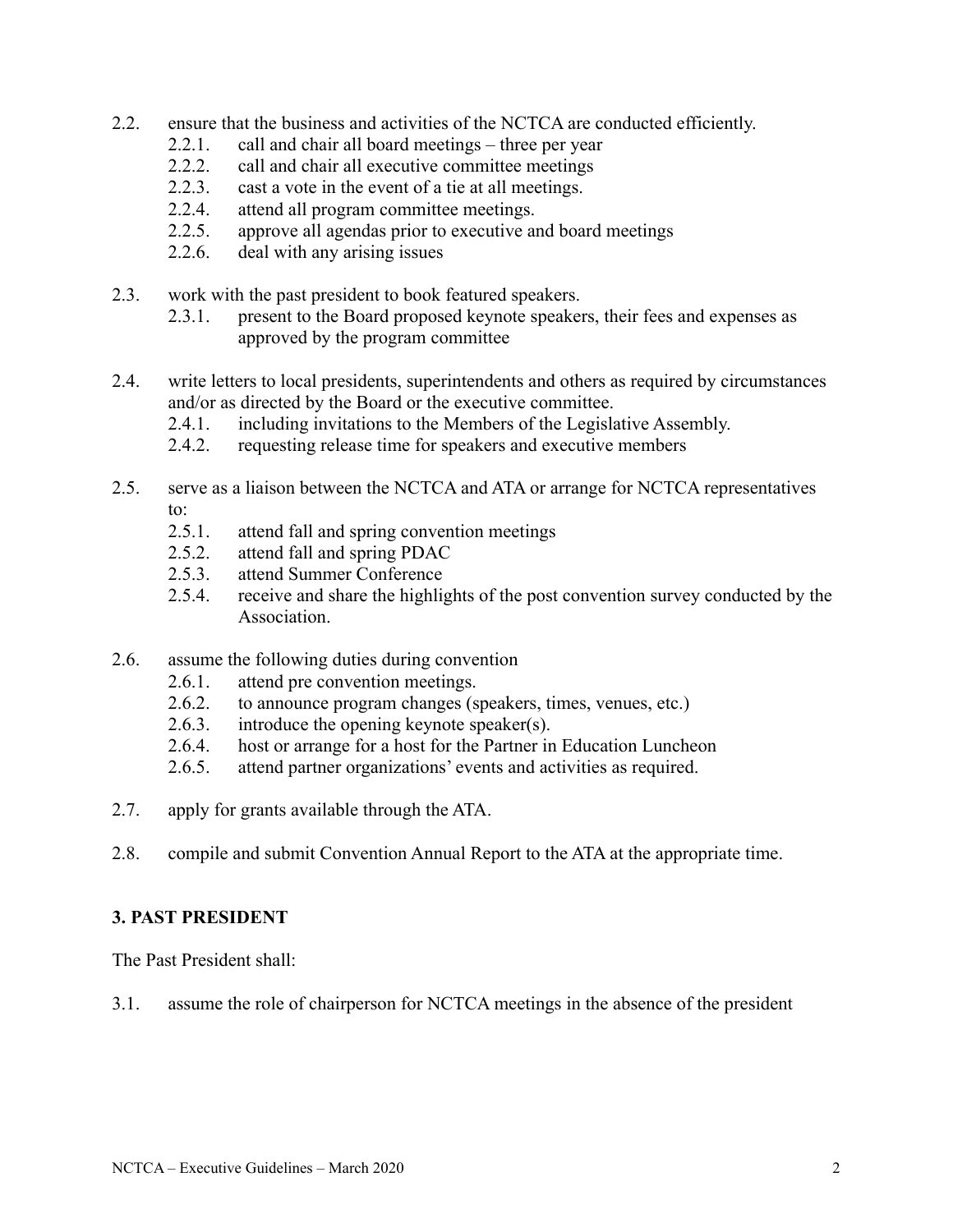2.2. ensure that the business and activities of the NCTCA are conducted efficiently.
  - 2.2.1. call and chair all board meetings – three per year
  - 2.2.2. call and chair all executive committee meetings
  - 2.2.3. cast a vote in the event of a tie at all meetings.
  - 2.2.4. attend all program committee meetings.
  - 2.2.5. approve all agendas prior to executive and board meetings
  - 2.2.6. deal with any arising issues

2.3. work with the past president to book featured speakers.
  - 2.3.1. present to the Board proposed keynote speakers, their fees and expenses as approved by the program committee

2.4. write letters to local presidents, superintendents and others as required by circumstances and/or as directed by the Board or the executive committee.
  - 2.4.1. including invitations to the Members of the Legislative Assembly.
  - 2.4.2. requesting release time for speakers and executive members

2.5. serve as a liaison between the NCTCA and ATA or arrange for NCTCA representatives to:
  - 2.5.1. attend fall and spring convention meetings
  - 2.5.2. attend fall and spring PDAC
  - 2.5.3. attend Summer Conference
  - 2.5.4. receive and share the highlights of the post convention survey conducted by the Association.

2.6. assume the following duties during convention
  - 2.6.1. attend pre convention meetings.
  - 2.6.2. to announce program changes (speakers, times, venues, etc.)
  - 2.6.3. introduce the opening keynote speaker(s).
  - 2.6.4. host or arrange for a host for the Partner in Education Luncheon
  - 2.6.5. attend partner organizations' events and activities as required.

2.7. apply for grants available through the ATA.

2.8. compile and submit Convention Annual Report to the ATA at the appropriate time.

## 3. PAST PRESIDENT

The Past President shall:

3.1. assume the role of chairperson for NCTCA meetings in the absence of the president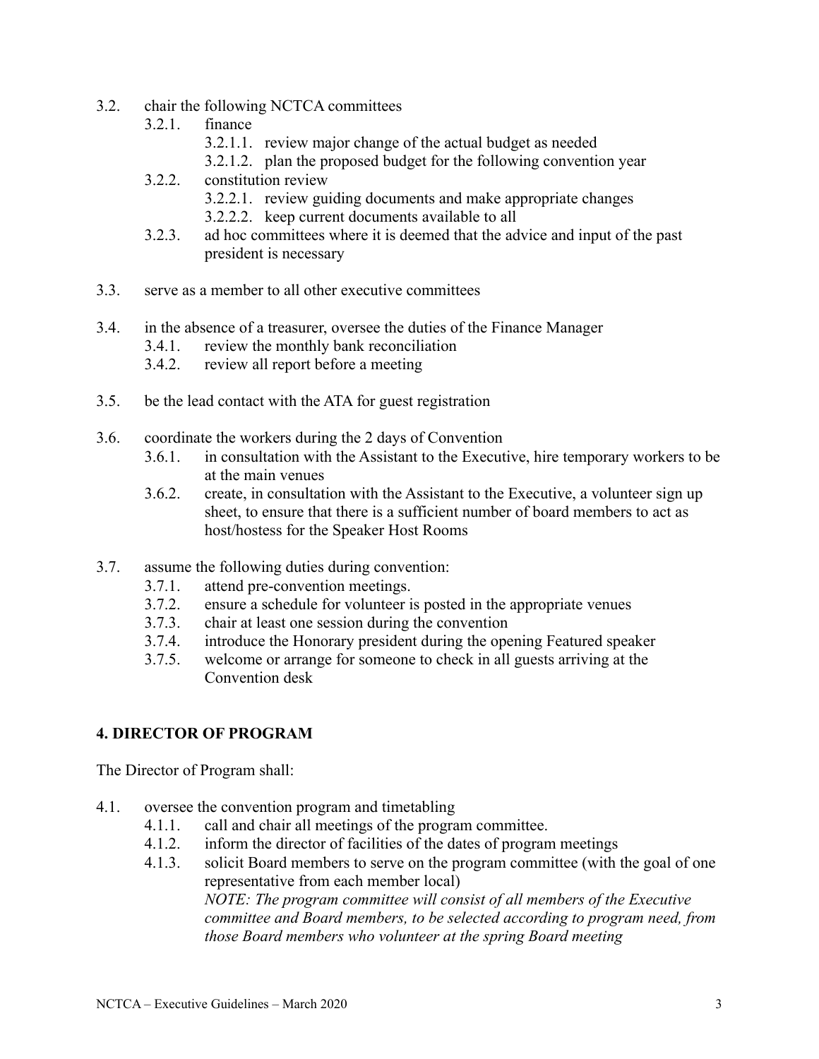- 3.2. chair the following NCTCA committees
  - 3.2.1. finance
    - 3.2.1.1. review major change of the actual budget as needed
    - 3.2.1.2. plan the proposed budget for the following convention year
  - 3.2.2. constitution review
    - 3.2.2.1. review guiding documents and make appropriate changes
    - 3.2.2.2. keep current documents available to all
  - 3.2.3. ad hoc committees where it is deemed that the advice and input of the past president is necessary

- 3.3. serve as a member to all other executive committees

- 3.4. in the absence of a treasurer, oversee the duties of the Finance Manager
  - 3.4.1. review the monthly bank reconciliation
  - 3.4.2. review all report before a meeting

- 3.5. be the lead contact with the ATA for guest registration

- 3.6. coordinate the workers during the 2 days of Convention
  - 3.6.1. in consultation with the Assistant to the Executive, hire temporary workers to be at the main venues
  - 3.6.2. create, in consultation with the Assistant to the Executive, a volunteer sign up sheet, to ensure that there is a sufficient number of board members to act as host/hostess for the Speaker Host Rooms

- 3.7. assume the following duties during convention:
  - 3.7.1. attend pre-convention meetings.
  - 3.7.2. ensure a schedule for volunteer is posted in the appropriate venues
  - 3.7.3. chair at least one session during the convention
  - 3.7.4. introduce the Honorary president during the opening Featured speaker
  - 3.7.5. welcome or arrange for someone to check in all guests arriving at the Convention desk

## 4. DIRECTOR OF PROGRAM

The Director of Program shall:

- 4.1. oversee the convention program and timetabling
  - 4.1.1. call and chair all meetings of the program committee.
  - 4.1.2. inform the director of facilities of the dates of program meetings
  - 4.1.3. solicit Board members to serve on the program committee (with the goal of one representative from each member local)

    *NOTE: The program committee will consist of all members of the Executive committee and Board members, to be selected according to program need, from those Board members who volunteer at the spring Board meeting*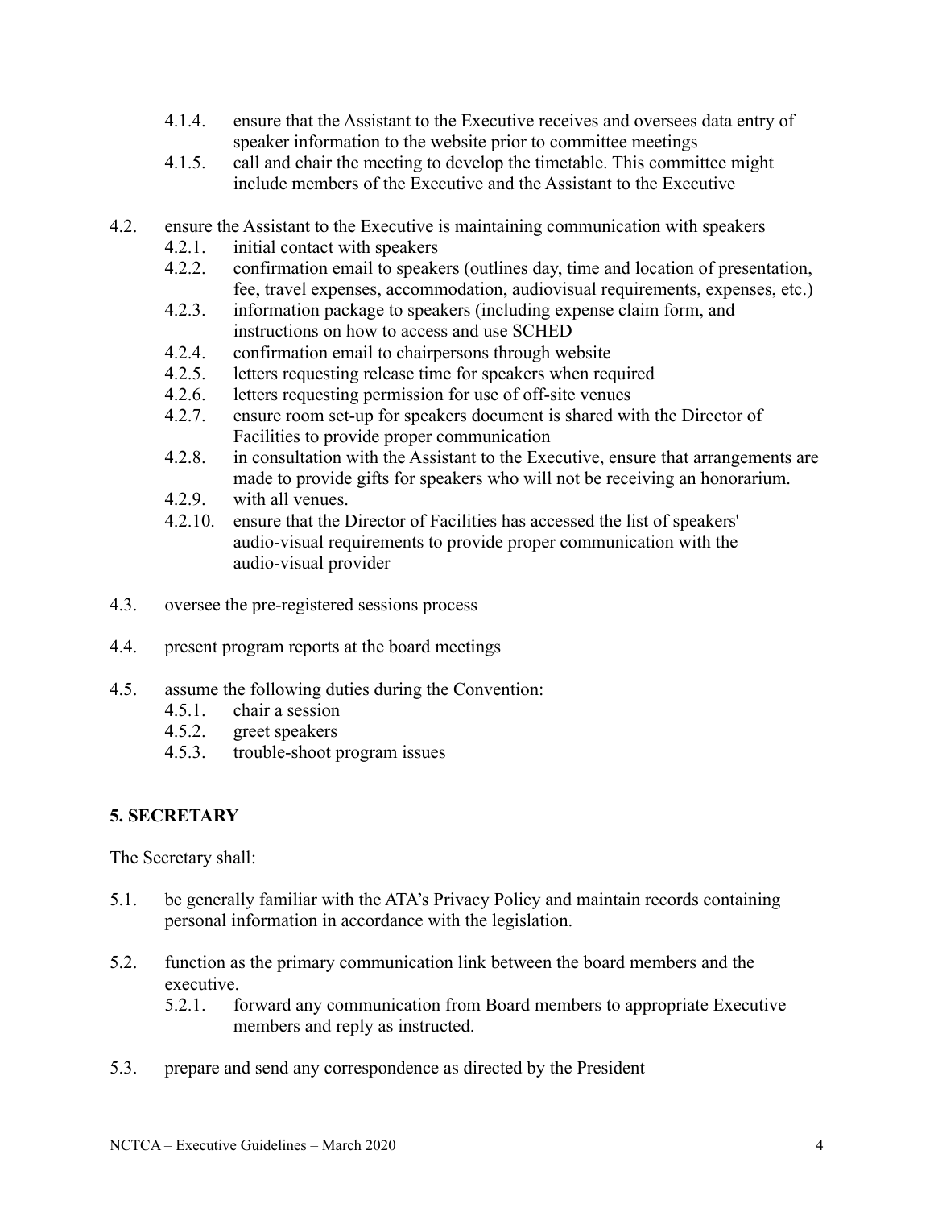- 4.1.4. ensure that the Assistant to the Executive receives and oversees data entry of speaker information to the website prior to committee meetings
- 4.1.5. call and chair the meeting to develop the timetable. This committee might include members of the Executive and the Assistant to the Executive

4.2. ensure the Assistant to the Executive is maintaining communication with speakers

- 4.2.1. initial contact with speakers
- 4.2.2. confirmation email to speakers (outlines day, time and location of presentation, fee, travel expenses, accommodation, audiovisual requirements, expenses, etc.)
- 4.2.3. information package to speakers (including expense claim form, and instructions on how to access and use SCHED
- 4.2.4. confirmation email to chairpersons through website
- 4.2.5. letters requesting release time for speakers when required
- 4.2.6. letters requesting permission for use of off-site venues
- 4.2.7. ensure room set-up for speakers document is shared with the Director of Facilities to provide proper communication
- 4.2.8. in consultation with the Assistant to the Executive, ensure that arrangements are made to provide gifts for speakers who will not be receiving an honorarium.
- 4.2.9. with all venues.
- 4.2.10. ensure that the Director of Facilities has accessed the list of speakers' audio-visual requirements to provide proper communication with the audio-visual provider

4.3. oversee the pre-registered sessions process

4.4. present program reports at the board meetings

4.5. assume the following duties during the Convention:

- 4.5.1. chair a session
- 4.5.2. greet speakers
- 4.5.3. trouble-shoot program issues

## 5. SECRETARY

The Secretary shall:

5.1. be generally familiar with the ATA's Privacy Policy and maintain records containing personal information in accordance with the legislation.

5.2. function as the primary communication link between the board members and the executive.

- 5.2.1. forward any communication from Board members to appropriate Executive members and reply as instructed.

5.3. prepare and send any correspondence as directed by the President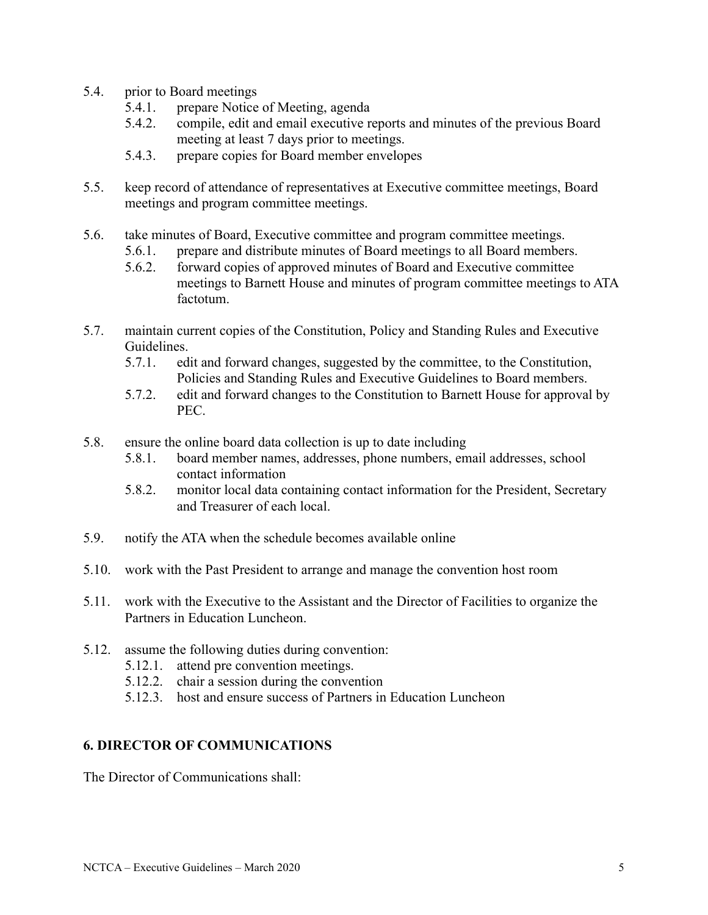5.4. prior to Board meetings
   - 5.4.1. prepare Notice of Meeting, agenda
   - 5.4.2. compile, edit and email executive reports and minutes of the previous Board meeting at least 7 days prior to meetings.
   - 5.4.3. prepare copies for Board member envelopes

5.5. keep record of attendance of representatives at Executive committee meetings, Board meetings and program committee meetings.

5.6. take minutes of Board, Executive committee and program committee meetings.
   - 5.6.1. prepare and distribute minutes of Board meetings to all Board members.
   - 5.6.2. forward copies of approved minutes of Board and Executive committee meetings to Barnett House and minutes of program committee meetings to ATA factotum.

5.7. maintain current copies of the Constitution, Policy and Standing Rules and Executive Guidelines.
   - 5.7.1. edit and forward changes, suggested by the committee, to the Constitution, Policies and Standing Rules and Executive Guidelines to Board members.
   - 5.7.2. edit and forward changes to the Constitution to Barnett House for approval by PEC.

5.8. ensure the online board data collection is up to date including
   - 5.8.1. board member names, addresses, phone numbers, email addresses, school contact information
   - 5.8.2. monitor local data containing contact information for the President, Secretary and Treasurer of each local.

5.9. notify the ATA when the schedule becomes available online

5.10. work with the Past President to arrange and manage the convention host room

5.11. work with the Executive to the Assistant and the Director of Facilities to organize the Partners in Education Luncheon.

5.12. assume the following duties during convention:
   - 5.12.1. attend pre convention meetings.
   - 5.12.2. chair a session during the convention
   - 5.12.3. host and ensure success of Partners in Education Luncheon

## 6. DIRECTOR OF COMMUNICATIONS

The Director of Communications shall: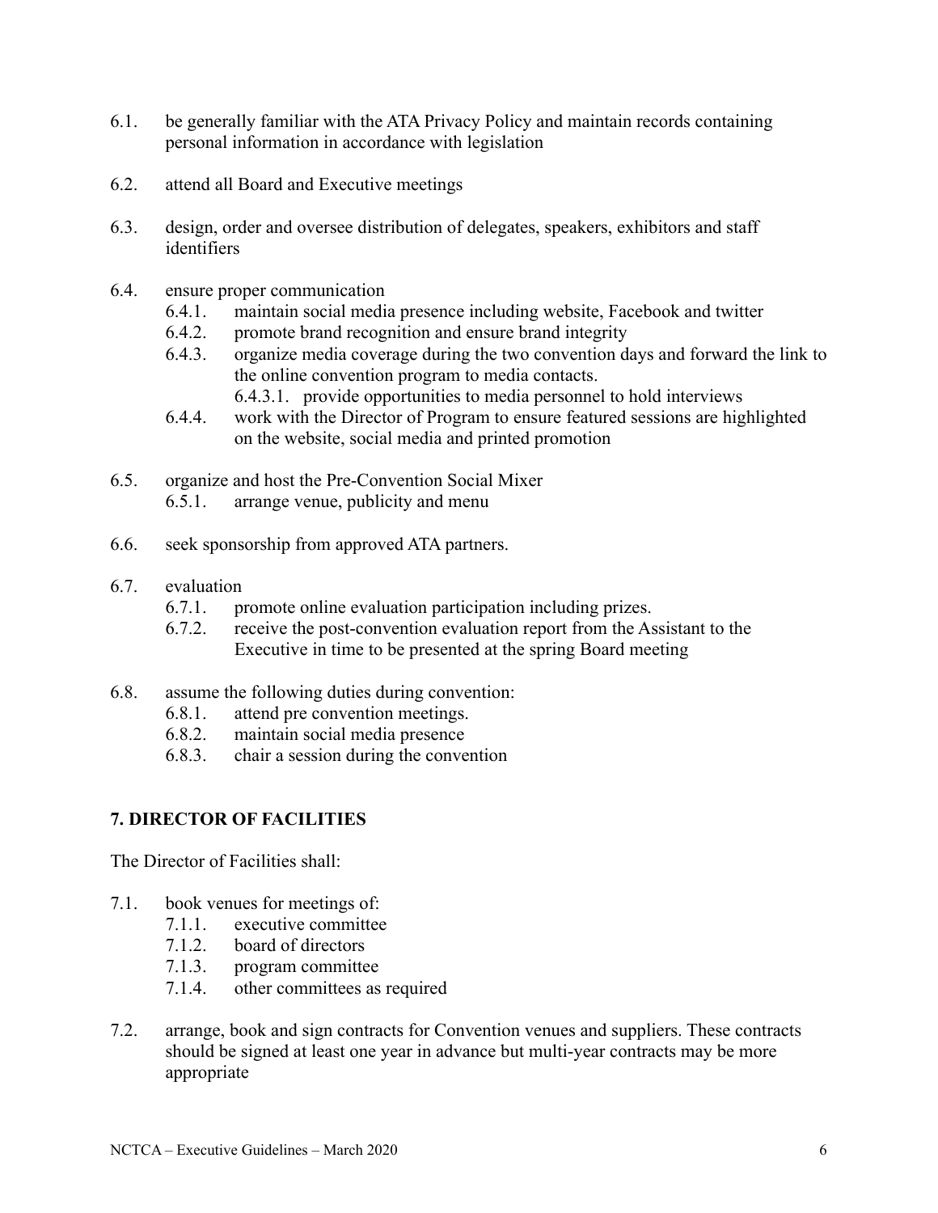6.1. be generally familiar with the ATA Privacy Policy and maintain records containing personal information in accordance with legislation

6.2. attend all Board and Executive meetings

6.3. design, order and oversee distribution of delegates, speakers, exhibitors and staff identifiers

6.4. ensure proper communication
   - 6.4.1. maintain social media presence including website, Facebook and twitter
   - 6.4.2. promote brand recognition and ensure brand integrity
   - 6.4.3. organize media coverage during the two convention days and forward the link to the online convention program to media contacts.
      - 6.4.3.1. provide opportunities to media personnel to hold interviews
   - 6.4.4. work with the Director of Program to ensure featured sessions are highlighted on the website, social media and printed promotion

6.5. organize and host the Pre-Convention Social Mixer
   - 6.5.1. arrange venue, publicity and menu

6.6. seek sponsorship from approved ATA partners.

6.7. evaluation
   - 6.7.1. promote online evaluation participation including prizes.
   - 6.7.2. receive the post-convention evaluation report from the Assistant to the Executive in time to be presented at the spring Board meeting

6.8. assume the following duties during convention:
   - 6.8.1. attend pre convention meetings.
   - 6.8.2. maintain social media presence
   - 6.8.3. chair a session during the convention

## 7. DIRECTOR OF FACILITIES

The Director of Facilities shall:

7.1. book venues for meetings of:
   - 7.1.1. executive committee
   - 7.1.2. board of directors
   - 7.1.3. program committee
   - 7.1.4. other committees as required

7.2. arrange, book and sign contracts for Convention venues and suppliers. These contracts should be signed at least one year in advance but multi-year contracts may be more appropriate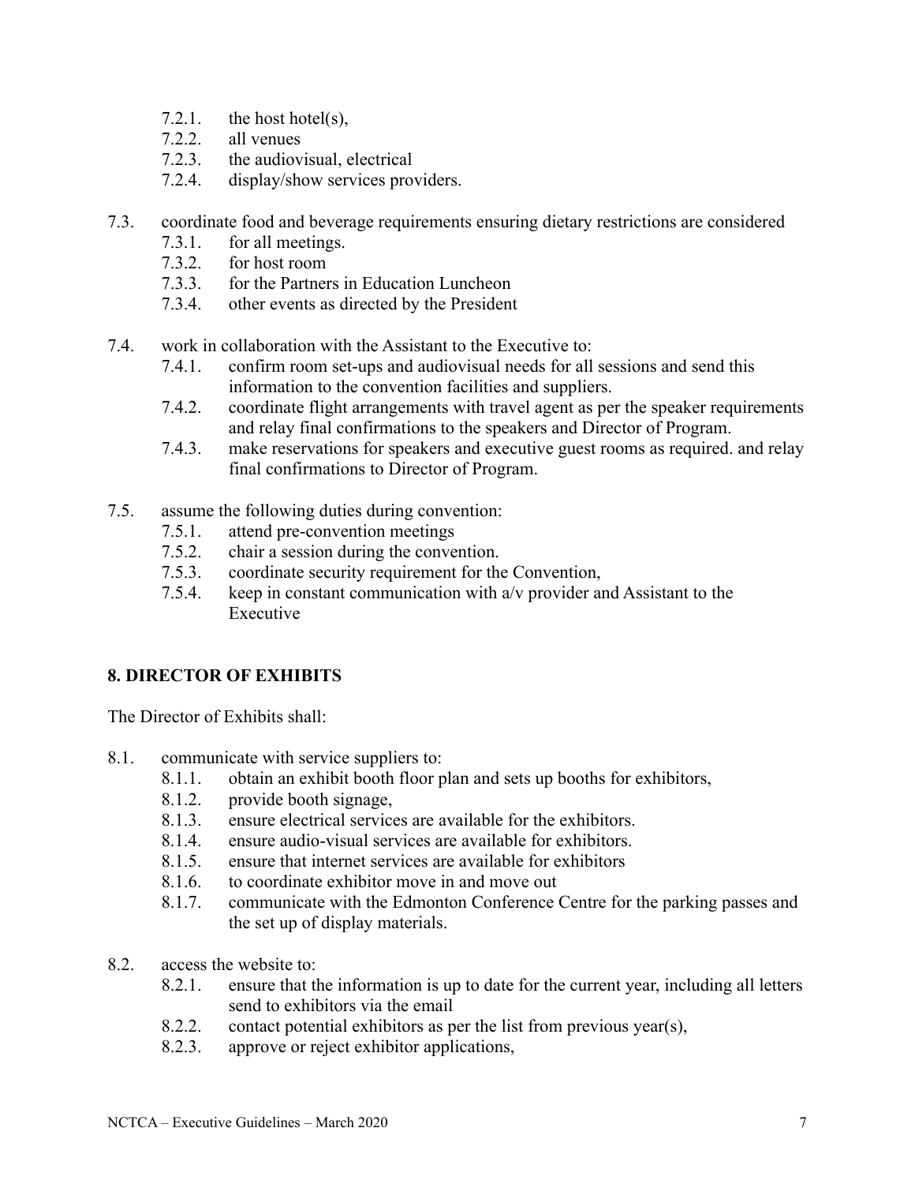- 7.2.1. the host hotel(s),
- 7.2.2. all venues
- 7.2.3. the audiovisual, electrical
- 7.2.4. display/show services providers.

7.3. coordinate food and beverage requirements ensuring dietary restrictions are considered

- 7.3.1. for all meetings.
- 7.3.2. for host room
- 7.3.3. for the Partners in Education Luncheon
- 7.3.4. other events as directed by the President

7.4. work in collaboration with the Assistant to the Executive to:

- 7.4.1. confirm room set-ups and audiovisual needs for all sessions and send this information to the convention facilities and suppliers.
- 7.4.2. coordinate flight arrangements with travel agent as per the speaker requirements and relay final confirmations to the speakers and Director of Program.
- 7.4.3. make reservations for speakers and executive guest rooms as required. and relay final confirmations to Director of Program.

7.5. assume the following duties during convention:

- 7.5.1. attend pre-convention meetings
- 7.5.2. chair a session during the convention.
- 7.5.3. coordinate security requirement for the Convention,
- 7.5.4. keep in constant communication with a/v provider and Assistant to the Executive

## 8. DIRECTOR OF EXHIBITS

The Director of Exhibits shall:

8.1. communicate with service suppliers to:

- 8.1.1. obtain an exhibit booth floor plan and sets up booths for exhibitors,
- 8.1.2. provide booth signage,
- 8.1.3. ensure electrical services are available for the exhibitors.
- 8.1.4. ensure audio-visual services are available for exhibitors.
- 8.1.5. ensure that internet services are available for exhibitors
- 8.1.6. to coordinate exhibitor move in and move out
- 8.1.7. communicate with the Edmonton Conference Centre for the parking passes and the set up of display materials.

8.2. access the website to:

- 8.2.1. ensure that the information is up to date for the current year, including all letters send to exhibitors via the email
- 8.2.2. contact potential exhibitors as per the list from previous year(s),
- 8.2.3. approve or reject exhibitor applications,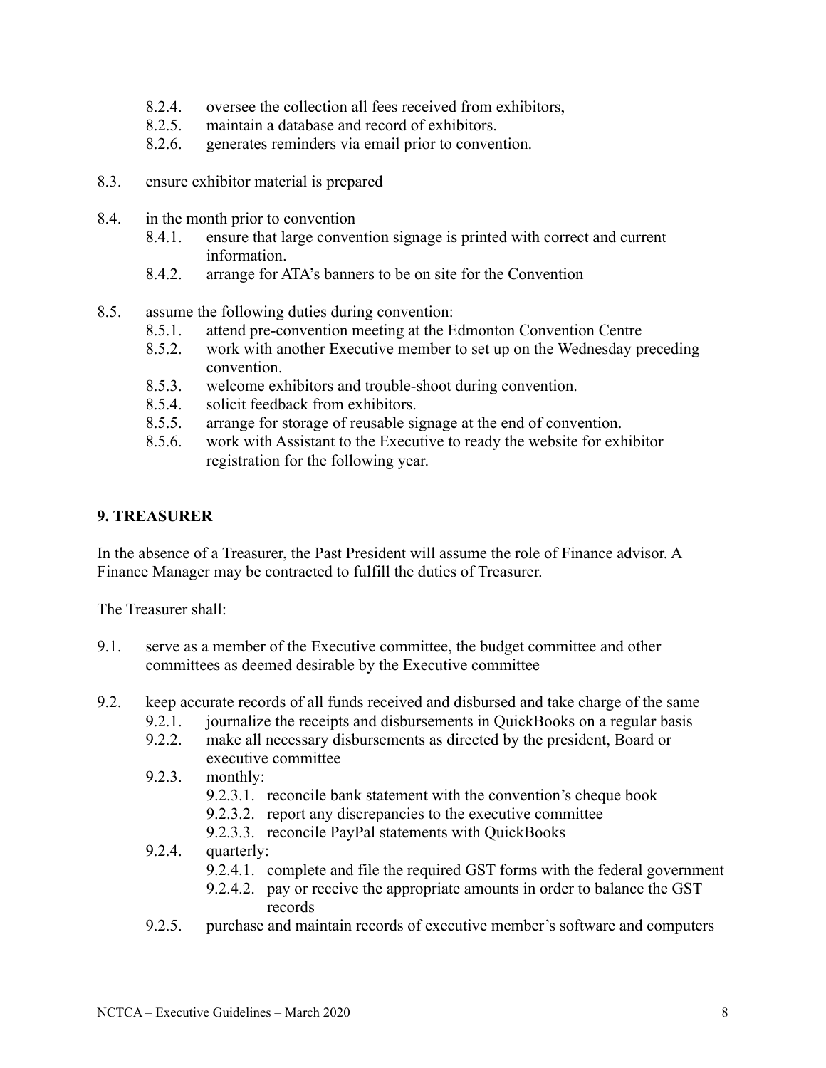- 8.2.4. oversee the collection all fees received from exhibitors,
- 8.2.5. maintain a database and record of exhibitors.
- 8.2.6. generates reminders via email prior to convention.

8.3. ensure exhibitor material is prepared

8.4. in the month prior to convention

- 8.4.1. ensure that large convention signage is printed with correct and current information.
- 8.4.2. arrange for ATA's banners to be on site for the Convention

8.5. assume the following duties during convention:

- 8.5.1. attend pre-convention meeting at the Edmonton Convention Centre
- 8.5.2. work with another Executive member to set up on the Wednesday preceding convention.
- 8.5.3. welcome exhibitors and trouble-shoot during convention.
- 8.5.4. solicit feedback from exhibitors.
- 8.5.5. arrange for storage of reusable signage at the end of convention.
- 8.5.6. work with Assistant to the Executive to ready the website for exhibitor registration for the following year.

## 9. TREASURER

In the absence of a Treasurer, the Past President will assume the role of Finance advisor. A Finance Manager may be contracted to fulfill the duties of Treasurer.

The Treasurer shall:

9.1. serve as a member of the Executive committee, the budget committee and other committees as deemed desirable by the Executive committee

9.2. keep accurate records of all funds received and disbursed and take charge of the same

- 9.2.1. journalize the receipts and disbursements in QuickBooks on a regular basis
- 9.2.2. make all necessary disbursements as directed by the president, Board or executive committee
- 9.2.3. monthly:
  - 9.2.3.1. reconcile bank statement with the convention's cheque book
  - 9.2.3.2. report any discrepancies to the executive committee
  - 9.2.3.3. reconcile PayPal statements with QuickBooks
- 9.2.4. quarterly:
  - 9.2.4.1. complete and file the required GST forms with the federal government
  - 9.2.4.2. pay or receive the appropriate amounts in order to balance the GST records
- 9.2.5. purchase and maintain records of executive member's software and computers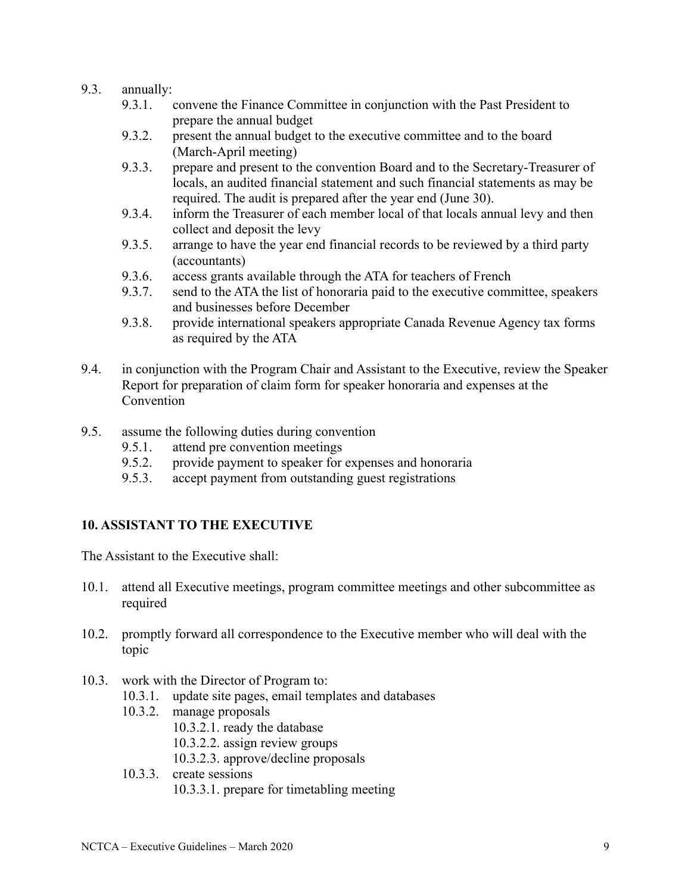9.3. annually:

   9.3.1. convene the Finance Committee in conjunction with the Past President to prepare the annual budget

   9.3.2. present the annual budget to the executive committee and to the board (March-April meeting)

   9.3.3. prepare and present to the convention Board and to the Secretary-Treasurer of locals, an audited financial statement and such financial statements as may be required. The audit is prepared after the year end (June 30).

   9.3.4. inform the Treasurer of each member local of that locals annual levy and then collect and deposit the levy

   9.3.5. arrange to have the year end financial records to be reviewed by a third party (accountants)

   9.3.6. access grants available through the ATA for teachers of French

   9.3.7. send to the ATA the list of honoraria paid to the executive committee, speakers and businesses before December

   9.3.8. provide international speakers appropriate Canada Revenue Agency tax forms as required by the ATA

9.4. in conjunction with the Program Chair and Assistant to the Executive, review the Speaker Report for preparation of claim form for speaker honoraria and expenses at the Convention

9.5. assume the following duties during convention

   9.5.1. attend pre convention meetings

   9.5.2. provide payment to speaker for expenses and honoraria

   9.5.3. accept payment from outstanding guest registrations

## 10. ASSISTANT TO THE EXECUTIVE

The Assistant to the Executive shall:

10.1. attend all Executive meetings, program committee meetings and other subcommittee as required

10.2. promptly forward all correspondence to the Executive member who will deal with the topic

10.3. work with the Director of Program to:

   10.3.1. update site pages, email templates and databases

   10.3.2. manage proposals

      10.3.2.1. ready the database

      10.3.2.2. assign review groups

      10.3.2.3. approve/decline proposals

   10.3.3. create sessions

      10.3.3.1. prepare for timetabling meeting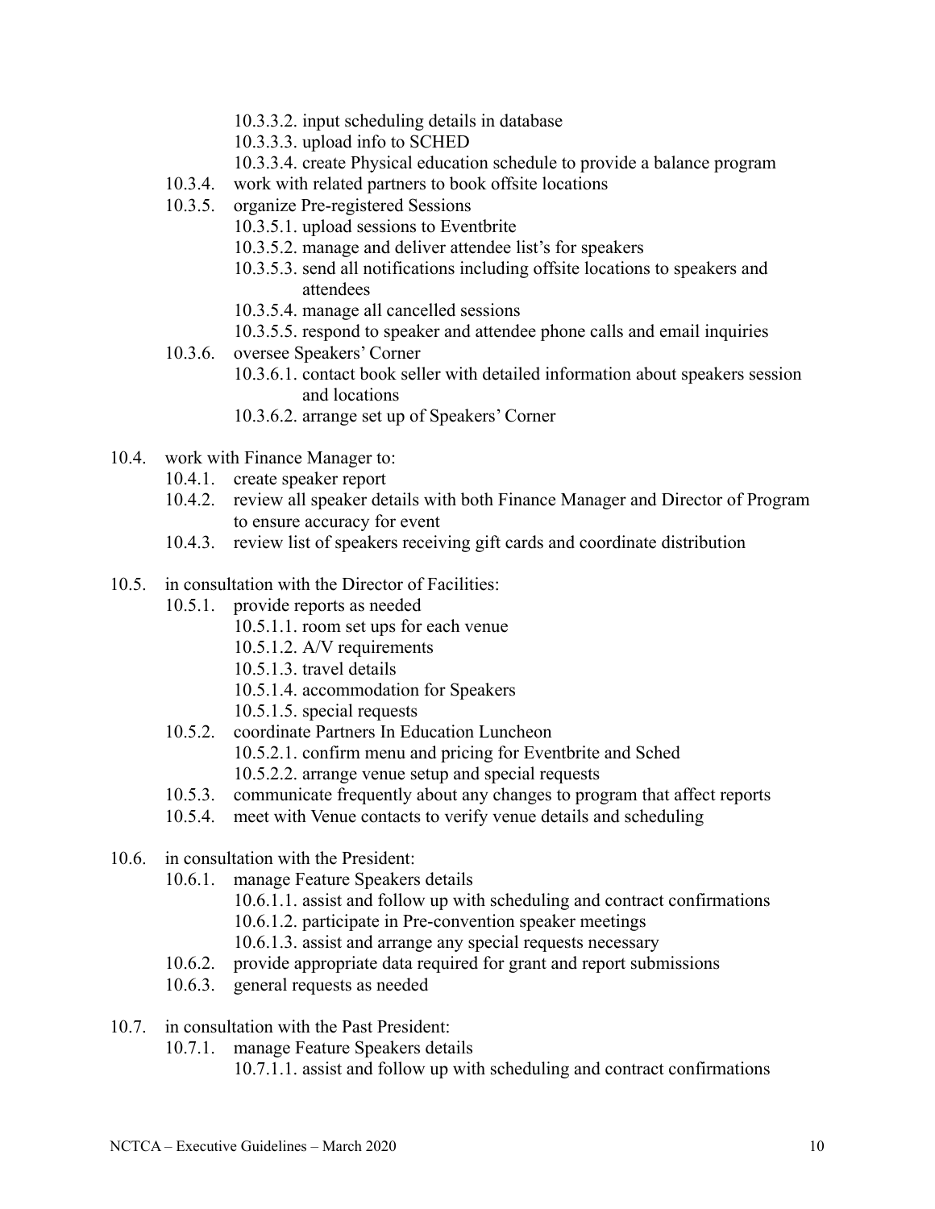- 10.3.3.2. input scheduling details in database
- 10.3.3.3. upload info to SCHED
- 10.3.3.4. create Physical education schedule to provide a balance program

- 10.3.4. work with related partners to book offsite locations
- 10.3.5. organize Pre-registered Sessions
  - 10.3.5.1. upload sessions to Eventbrite
  - 10.3.5.2. manage and deliver attendee list's for speakers
  - 10.3.5.3. send all notifications including offsite locations to speakers and attendees
  - 10.3.5.4. manage all cancelled sessions
  - 10.3.5.5. respond to speaker and attendee phone calls and email inquiries
- 10.3.6. oversee Speakers' Corner
  - 10.3.6.1. contact book seller with detailed information about speakers session and locations
  - 10.3.6.2. arrange set up of Speakers' Corner

10.4. work with Finance Manager to:

- 10.4.1. create speaker report
- 10.4.2. review all speaker details with both Finance Manager and Director of Program to ensure accuracy for event
- 10.4.3. review list of speakers receiving gift cards and coordinate distribution

10.5. in consultation with the Director of Facilities:

- 10.5.1. provide reports as needed
  - 10.5.1.1. room set ups for each venue
  - 10.5.1.2. A/V requirements
  - 10.5.1.3. travel details
  - 10.5.1.4. accommodation for Speakers
  - 10.5.1.5. special requests
- 10.5.2. coordinate Partners In Education Luncheon
  - 10.5.2.1. confirm menu and pricing for Eventbrite and Sched
  - 10.5.2.2. arrange venue setup and special requests
- 10.5.3. communicate frequently about any changes to program that affect reports
- 10.5.4. meet with Venue contacts to verify venue details and scheduling

10.6. in consultation with the President:

- 10.6.1. manage Feature Speakers details
  - 10.6.1.1. assist and follow up with scheduling and contract confirmations
  - 10.6.1.2. participate in Pre-convention speaker meetings
  - 10.6.1.3. assist and arrange any special requests necessary
- 10.6.2. provide appropriate data required for grant and report submissions
- 10.6.3. general requests as needed

10.7. in consultation with the Past President:

- 10.7.1. manage Feature Speakers details
  - 10.7.1.1. assist and follow up with scheduling and contract confirmations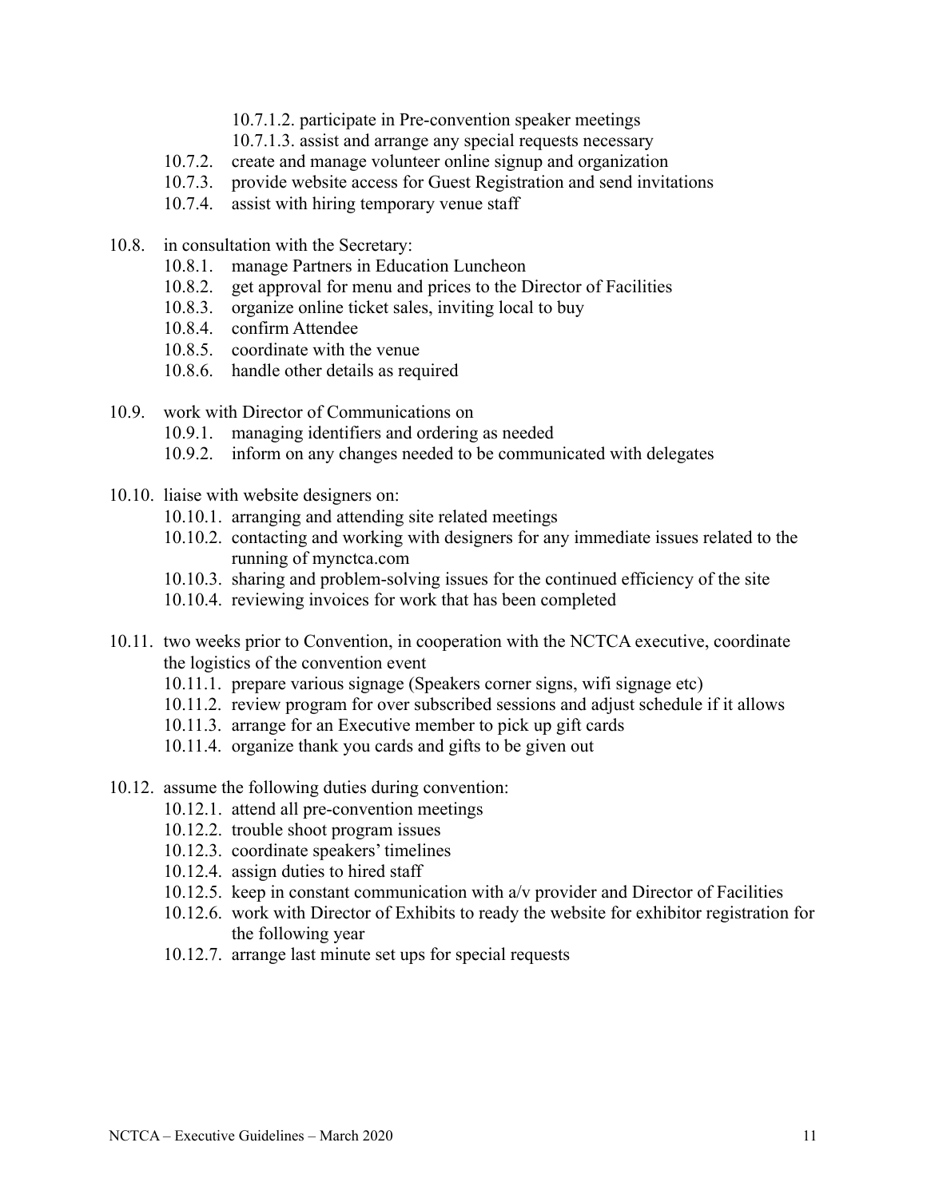- 10.7.1.2. participate in Pre-convention speaker meetings
- 10.7.1.3. assist and arrange any special requests necessary

10.7.2. create and manage volunteer online signup and organization

10.7.3. provide website access for Guest Registration and send invitations

10.7.4. assist with hiring temporary venue staff

10.8. in consultation with the Secretary:

- 10.8.1. manage Partners in Education Luncheon
- 10.8.2. get approval for menu and prices to the Director of Facilities
- 10.8.3. organize online ticket sales, inviting local to buy
- 10.8.4. confirm Attendee
- 10.8.5. coordinate with the venue
- 10.8.6. handle other details as required

10.9. work with Director of Communications on

- 10.9.1. managing identifiers and ordering as needed
- 10.9.2. inform on any changes needed to be communicated with delegates

10.10. liaise with website designers on:

- 10.10.1. arranging and attending site related meetings
- 10.10.2. contacting and working with designers for any immediate issues related to the running of mynctca.com
- 10.10.3. sharing and problem-solving issues for the continued efficiency of the site
- 10.10.4. reviewing invoices for work that has been completed

10.11. two weeks prior to Convention, in cooperation with the NCTCA executive, coordinate the logistics of the convention event

- 10.11.1. prepare various signage (Speakers corner signs, wifi signage etc)
- 10.11.2. review program for over subscribed sessions and adjust schedule if it allows
- 10.11.3. arrange for an Executive member to pick up gift cards
- 10.11.4. organize thank you cards and gifts to be given out

10.12. assume the following duties during convention:

- 10.12.1. attend all pre-convention meetings
- 10.12.2. trouble shoot program issues
- 10.12.3. coordinate speakers' timelines
- 10.12.4. assign duties to hired staff
- 10.12.5. keep in constant communication with a/v provider and Director of Facilities
- 10.12.6. work with Director of Exhibits to ready the website for exhibitor registration for the following year
- 10.12.7. arrange last minute set ups for special requests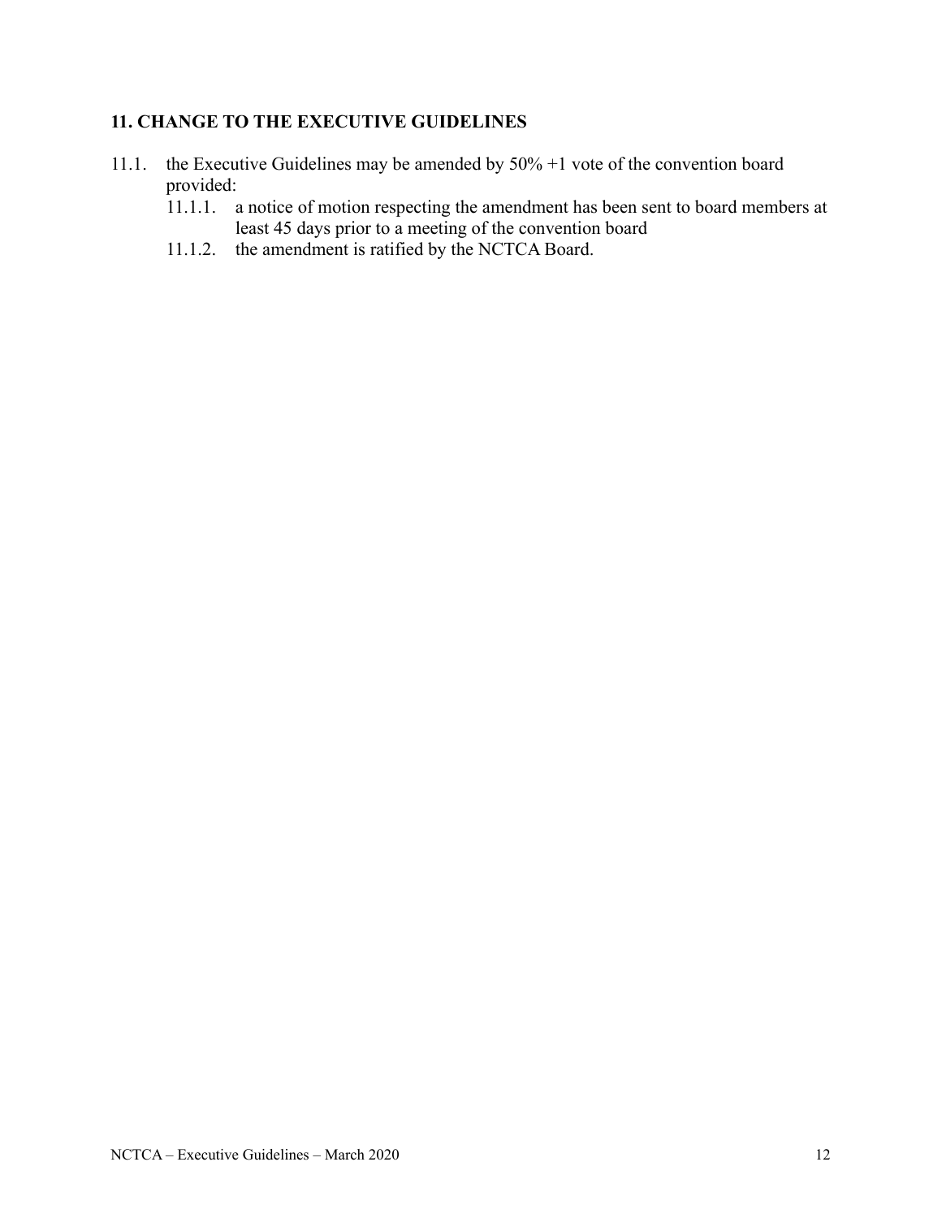## 11. CHANGE TO THE EXECUTIVE GUIDELINES

11.1. the Executive Guidelines may be amended by 50% +1 vote of the convention board provided:

- 11.1.1. a notice of motion respecting the amendment has been sent to board members at least 45 days prior to a meeting of the convention board
- 11.1.2. the amendment is ratified by the NCTCA Board.